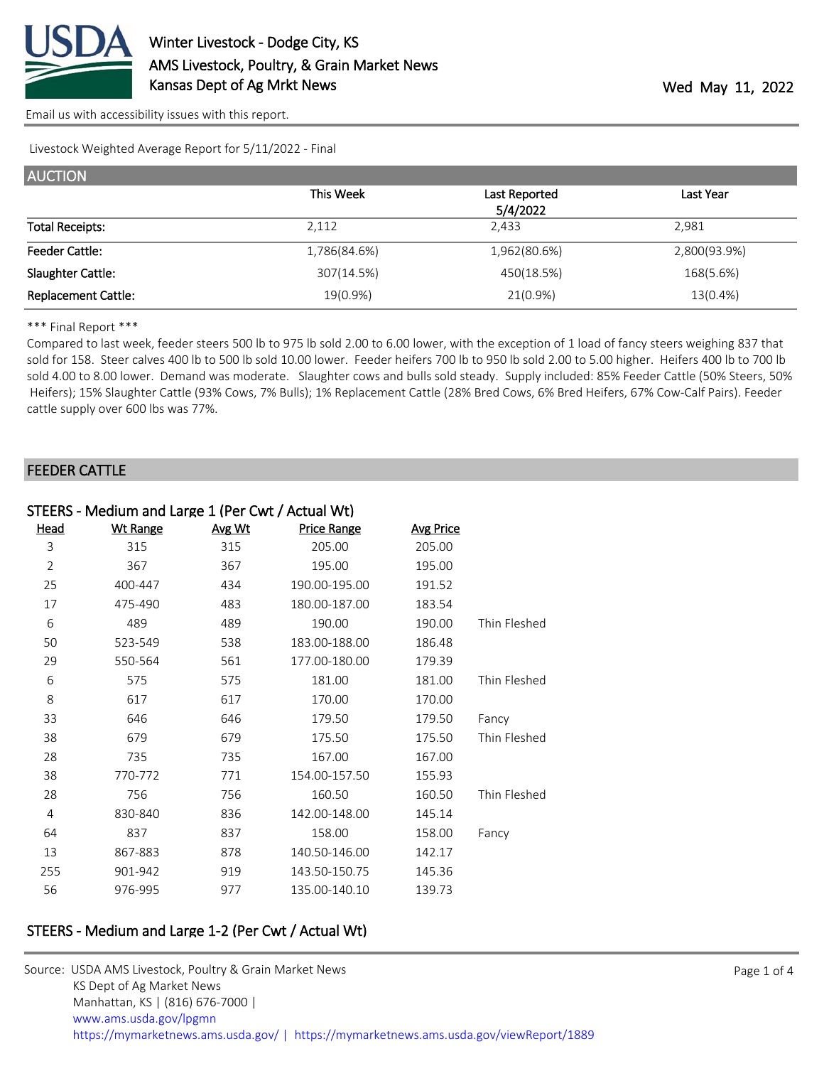Winter Livestock - Dodge City, KS
AMS Livestock, Poultry, & Grain Market News
Kansas Dept of Ag Mrkt News

Wed May 11, 2022

Email us with accessibility issues with this report.

Livestock Weighted Average Report for 5/11/2022 - Final

## AUCTION

| | This Week | Last Reported 5/4/2022 | Last Year |
|---|---|---|---|
| Total Receipts: | 2,112 | 2,433 | 2,981 |
| Feeder Cattle: | 1,786(84.6%) | 1,962(80.6%) | 2,800(93.9%) |
| Slaughter Cattle: | 307(14.5%) | 450(18.5%) | 168(5.6%) |
| Replacement Cattle: | 19(0.9%) | 21(0.9%) | 13(0.4%) |

*** Final Report ***

Compared to last week, feeder steers 500 lb to 975 lb sold 2.00 to 6.00 lower, with the exception of 1 load of fancy steers weighing 837 that sold for 158. Steer calves 400 lb to 500 lb sold 10.00 lower. Feeder heifers 700 lb to 950 lb sold 2.00 to 5.00 higher. Heifers 400 lb to 700 lb sold 4.00 to 8.00 lower. Demand was moderate. Slaughter cows and bulls sold steady. Supply included: 85% Feeder Cattle (50% Steers, 50% Heifers); 15% Slaughter Cattle (93% Cows, 7% Bulls); 1% Replacement Cattle (28% Bred Cows, 6% Bred Heifers, 67% Cow-Calf Pairs). Feeder cattle supply over 600 lbs was 77%.

## FEEDER CATTLE

### STEERS - Medium and Large 1 (Per Cwt / Actual Wt)

| Head | Wt Range | Avg Wt | Price Range | Avg Price | |
|---|---|---|---|---|---|
| 3 | 315 | 315 | 205.00 | 205.00 | |
| 2 | 367 | 367 | 195.00 | 195.00 | |
| 25 | 400-447 | 434 | 190.00-195.00 | 191.52 | |
| 17 | 475-490 | 483 | 180.00-187.00 | 183.54 | |
| 6 | 489 | 489 | 190.00 | 190.00 | Thin Fleshed |
| 50 | 523-549 | 538 | 183.00-188.00 | 186.48 | |
| 29 | 550-564 | 561 | 177.00-180.00 | 179.39 | |
| 6 | 575 | 575 | 181.00 | 181.00 | Thin Fleshed |
| 8 | 617 | 617 | 170.00 | 170.00 | |
| 33 | 646 | 646 | 179.50 | 179.50 | Fancy |
| 38 | 679 | 679 | 175.50 | 175.50 | Thin Fleshed |
| 28 | 735 | 735 | 167.00 | 167.00 | |
| 38 | 770-772 | 771 | 154.00-157.50 | 155.93 | |
| 28 | 756 | 756 | 160.50 | 160.50 | Thin Fleshed |
| 4 | 830-840 | 836 | 142.00-148.00 | 145.14 | |
| 64 | 837 | 837 | 158.00 | 158.00 | Fancy |
| 13 | 867-883 | 878 | 140.50-146.00 | 142.17 | |
| 255 | 901-942 | 919 | 143.50-150.75 | 145.36 | |
| 56 | 976-995 | 977 | 135.00-140.10 | 139.73 | |

### STEERS - Medium and Large 1-2 (Per Cwt / Actual Wt)

Source: USDA AMS Livestock, Poultry & Grain Market News
KS Dept of Ag Market News
Manhattan, KS | (816) 676-7000 |
www.ams.usda.gov/lpgmn
https://mymarketnews.ams.usda.gov/ | https://mymarketnews.ams.usda.gov/viewReport/1889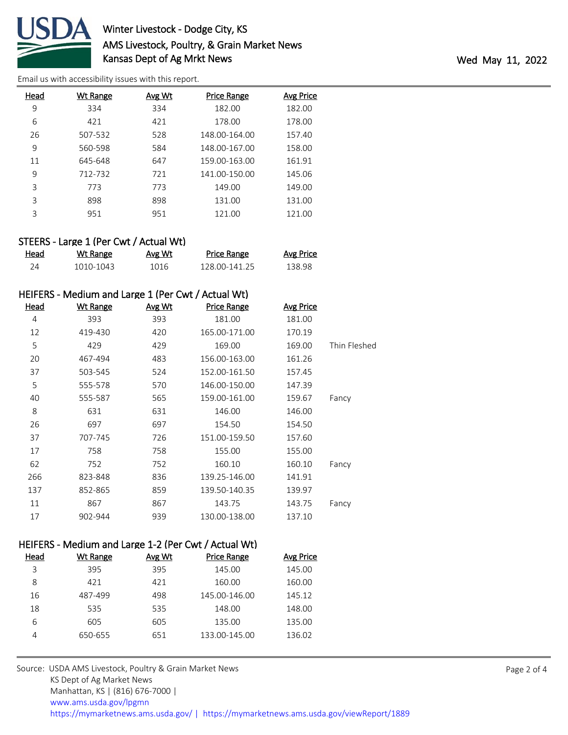| Head | Wt Range | Avg Wt | Price Range | Avg Price | |
|---|---|---|---|---|---|
| 9 | 334 | 334 | 182.00 | 182.00 | |
| 6 | 421 | 421 | 178.00 | 178.00 | |
| 26 | 507-532 | 528 | 148.00-164.00 | 157.40 | |
| 9 | 560-598 | 584 | 148.00-167.00 | 158.00 | |
| 11 | 645-648 | 647 | 159.00-163.00 | 161.91 | |
| 9 | 712-732 | 721 | 141.00-150.00 | 145.06 | |
| 3 | 773 | 773 | 149.00 | 149.00 | |
| 3 | 898 | 898 | 131.00 | 131.00 | |
| 3 | 951 | 951 | 121.00 | 121.00 | |

### STEERS - Large 1 (Per Cwt / Actual Wt)

| Head | Wt Range | Avg Wt | Price Range | Avg Price |
|---|---|---|---|---|
| 24 | 1010-1043 | 1016 | 128.00-141.25 | 138.98 |

### HEIFERS - Medium and Large 1 (Per Cwt / Actual Wt)

| Head | Wt Range | Avg Wt | Price Range | Avg Price | |
|---|---|---|---|---|---|
| 4 | 393 | 393 | 181.00 | 181.00 | |
| 12 | 419-430 | 420 | 165.00-171.00 | 170.19 | |
| 5 | 429 | 429 | 169.00 | 169.00 | Thin Fleshed |
| 20 | 467-494 | 483 | 156.00-163.00 | 161.26 | |
| 37 | 503-545 | 524 | 152.00-161.50 | 157.45 | |
| 5 | 555-578 | 570 | 146.00-150.00 | 147.39 | |
| 40 | 555-587 | 565 | 159.00-161.00 | 159.67 | Fancy |
| 8 | 631 | 631 | 146.00 | 146.00 | |
| 26 | 697 | 697 | 154.50 | 154.50 | |
| 37 | 707-745 | 726 | 151.00-159.50 | 157.60 | |
| 17 | 758 | 758 | 155.00 | 155.00 | |
| 62 | 752 | 752 | 160.10 | 160.10 | Fancy |
| 266 | 823-848 | 836 | 139.25-146.00 | 141.91 | |
| 137 | 852-865 | 859 | 139.50-140.35 | 139.97 | |
| 11 | 867 | 867 | 143.75 | 143.75 | Fancy |
| 17 | 902-944 | 939 | 130.00-138.00 | 137.10 | |

### HEIFERS - Medium and Large 1-2 (Per Cwt / Actual Wt)

| Head | Wt Range | Avg Wt | Price Range | Avg Price |
|---|---|---|---|---|
| 3 | 395 | 395 | 145.00 | 145.00 |
| 8 | 421 | 421 | 160.00 | 160.00 |
| 16 | 487-499 | 498 | 145.00-146.00 | 145.12 |
| 18 | 535 | 535 | 148.00 | 148.00 |
| 6 | 605 | 605 | 135.00 | 135.00 |
| 4 | 650-655 | 651 | 133.00-145.00 | 136.02 |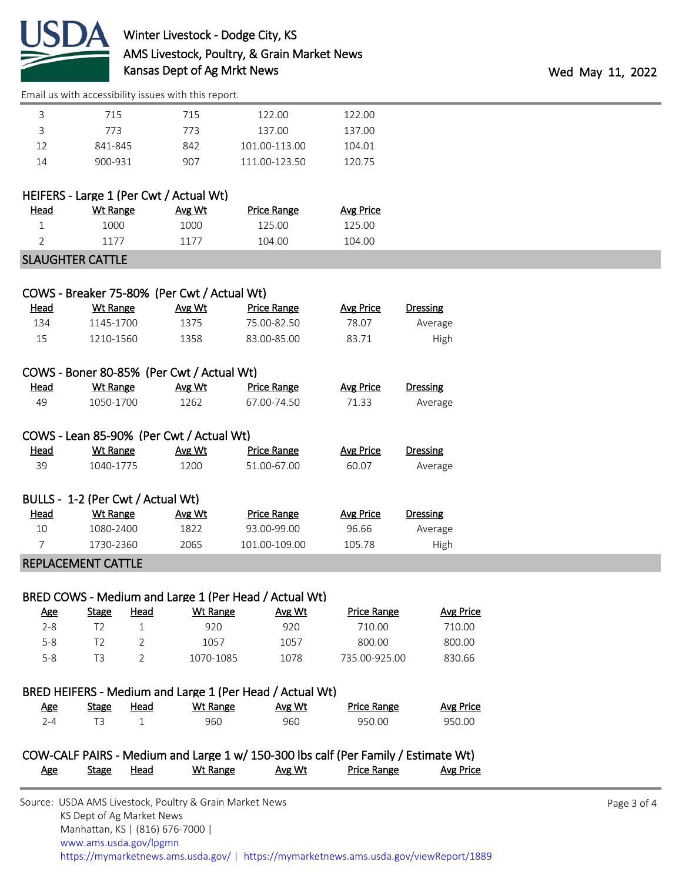| Head | Wt Range | Avg Wt | Price Range | Avg Price |
|---|---|---|---|---|
| 3 | 715 | 715 | 122.00 | 122.00 |
| 3 | 773 | 773 | 137.00 | 137.00 |
| 12 | 841-845 | 842 | 101.00-113.00 | 104.01 |
| 14 | 900-931 | 907 | 111.00-123.50 | 120.75 |

### HEIFERS - Large 1 (Per Cwt / Actual Wt)

| Head | Wt Range | Avg Wt | Price Range | Avg Price |
|---|---|---|---|---|
| 1 | 1000 | 1000 | 125.00 | 125.00 |
| 2 | 1177 | 1177 | 104.00 | 104.00 |

## SLAUGHTER CATTLE

### COWS - Breaker 75-80% (Per Cwt / Actual Wt)

| Head | Wt Range | Avg Wt | Price Range | Avg Price | Dressing |
|---|---|---|---|---|---|
| 134 | 1145-1700 | 1375 | 75.00-82.50 | 78.07 | Average |
| 15 | 1210-1560 | 1358 | 83.00-85.00 | 83.71 | High |

### COWS - Boner 80-85% (Per Cwt / Actual Wt)

| Head | Wt Range | Avg Wt | Price Range | Avg Price | Dressing |
|---|---|---|---|---|---|
| 49 | 1050-1700 | 1262 | 67.00-74.50 | 71.33 | Average |

### COWS - Lean 85-90% (Per Cwt / Actual Wt)

| Head | Wt Range | Avg Wt | Price Range | Avg Price | Dressing |
|---|---|---|---|---|---|
| 39 | 1040-1775 | 1200 | 51.00-67.00 | 60.07 | Average |

### BULLS - 1-2 (Per Cwt / Actual Wt)

| Head | Wt Range | Avg Wt | Price Range | Avg Price | Dressing |
|---|---|---|---|---|---|
| 10 | 1080-2400 | 1822 | 93.00-99.00 | 96.66 | Average |
| 7 | 1730-2360 | 2065 | 101.00-109.00 | 105.78 | High |

## REPLACEMENT CATTLE

### BRED COWS - Medium and Large 1 (Per Head / Actual Wt)

| Age | Stage | Head | Wt Range | Avg Wt | Price Range | Avg Price |
|---|---|---|---|---|---|---|
| 2-8 | T2 | 1 | 920 | 920 | 710.00 | 710.00 |
| 5-8 | T2 | 2 | 1057 | 1057 | 800.00 | 800.00 |
| 5-8 | T3 | 2 | 1070-1085 | 1078 | 735.00-925.00 | 830.66 |

### BRED HEIFERS - Medium and Large 1 (Per Head / Actual Wt)

| Age | Stage | Head | Wt Range | Avg Wt | Price Range | Avg Price |
|---|---|---|---|---|---|---|
| 2-4 | T3 | 1 | 960 | 960 | 950.00 | 950.00 |

### COW-CALF PAIRS - Medium and Large 1 w/ 150-300 lbs calf (Per Family / Estimate Wt)

| Age | Stage | Head | Wt Range | Avg Wt | Price Range | Avg Price |
|---|---|---|---|---|---|---|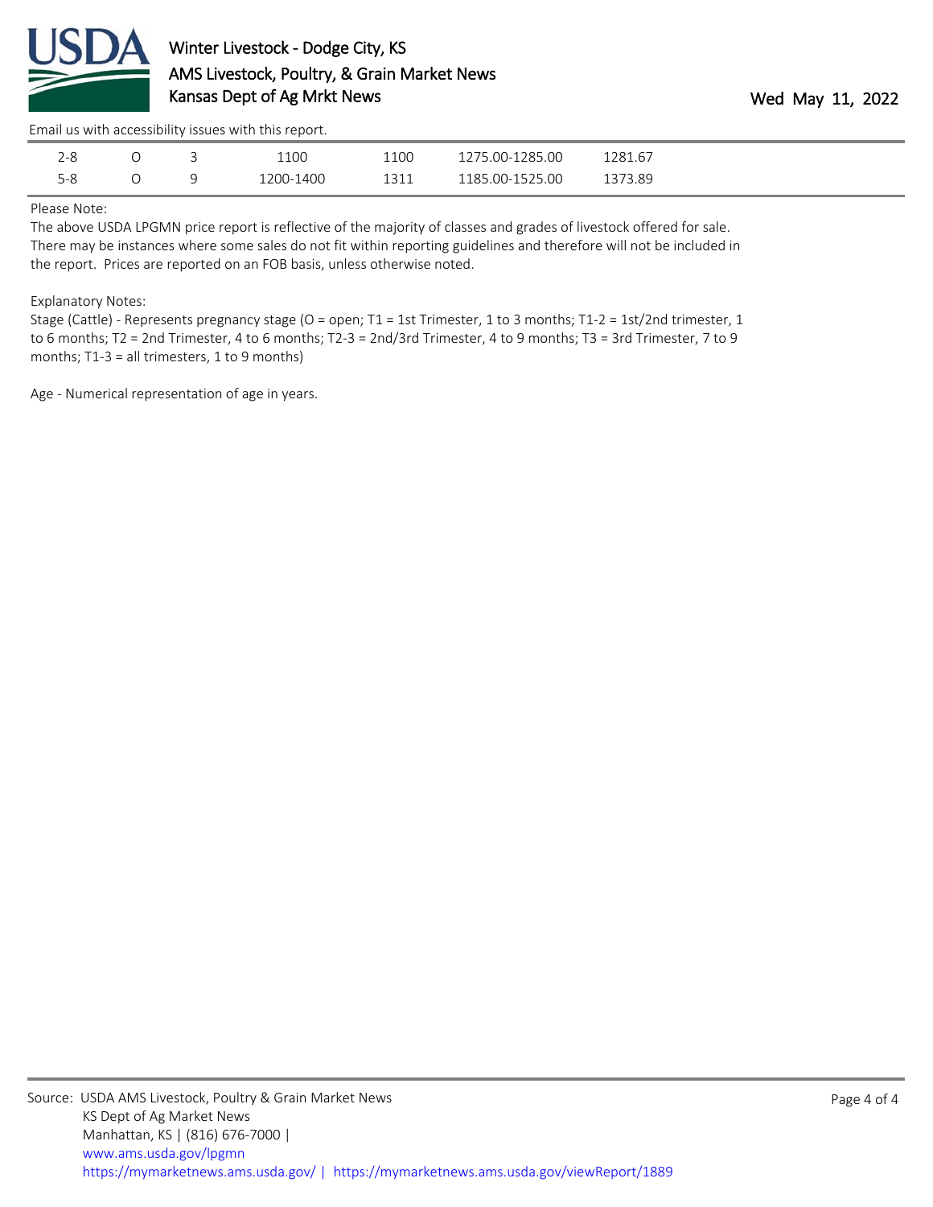Email us with accessibility issues with this report.

| | | | | | | |
|---|---|---|---|---|---|---|
| 2-8 | O | 3 | 1100 | 1100 | 1275.00-1285.00 | 1281.67 |
| 5-8 | O | 9 | 1200-1400 | 1311 | 1185.00-1525.00 | 1373.89 |

Please Note:
The above USDA LPGMN price report is reflective of the majority of classes and grades of livestock offered for sale. There may be instances where some sales do not fit within reporting guidelines and therefore will not be included in the report. Prices are reported on an FOB basis, unless otherwise noted.

Explanatory Notes:
Stage (Cattle) - Represents pregnancy stage (O = open; T1 = 1st Trimester, 1 to 3 months; T1-2 = 1st/2nd trimester, 1 to 6 months; T2 = 2nd Trimester, 4 to 6 months; T2-3 = 2nd/3rd Trimester, 4 to 9 months; T3 = 3rd Trimester, 7 to 9 months; T1-3 = all trimesters, 1 to 9 months)

Age - Numerical representation of age in years.

Source: USDA AMS Livestock, Poultry & Grain Market News
KS Dept of Ag Market News
Manhattan, KS | (816) 676-7000 |
www.ams.usda.gov/lpgmn
https://mymarketnews.ams.usda.gov/ | https://mymarketnews.ams.usda.gov/viewReport/1889